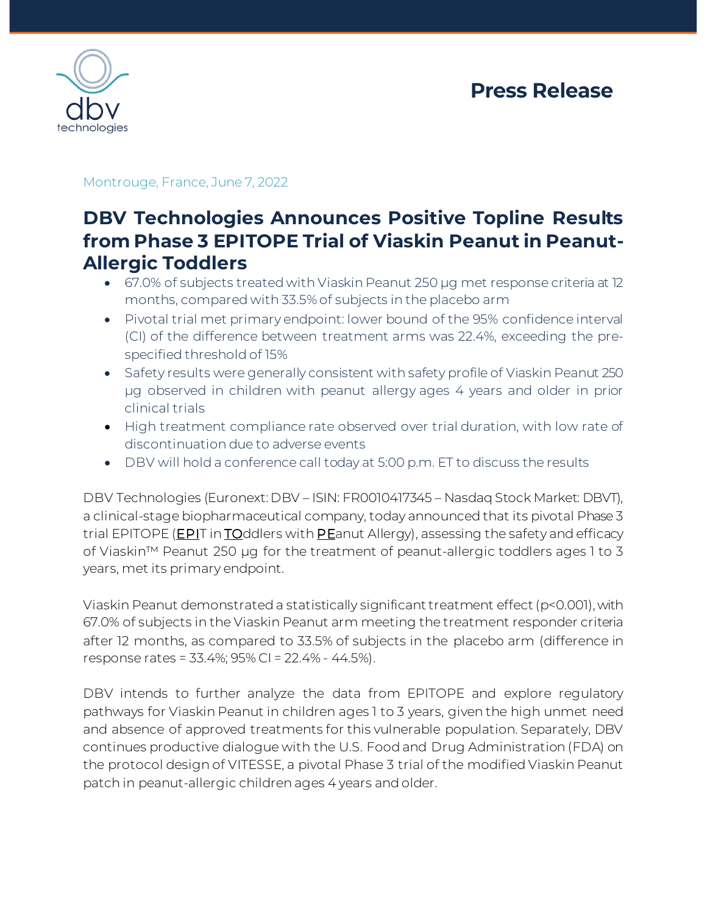**Press Release**

Montrouge, France, June 7, 2022

# DBV Technologies Announces Positive Topline Results from Phase 3 EPITOPE Trial of Viaskin Peanut in Peanut-Allergic Toddlers

- 67.0% of subjects treated with Viaskin Peanut 250 µg met response criteria at 12 months, compared with 33.5% of subjects in the placebo arm
- Pivotal trial met primary endpoint: lower bound of the 95% confidence interval (CI) of the difference between treatment arms was 22.4%, exceeding the pre-specified threshold of 15%
- Safety results were generally consistent with safety profile of Viaskin Peanut 250 µg observed in children with peanut allergy ages 4 years and older in prior clinical trials
- High treatment compliance rate observed over trial duration, with low rate of discontinuation due to adverse events
- DBV will hold a conference call today at 5:00 p.m. ET to discuss the results

DBV Technologies (Euronext: DBV – ISIN: FR0010417345 – Nasdaq Stock Market: DBVT), a clinical-stage biopharmaceutical company, today announced that its pivotal Phase 3 trial EPITOPE (EPIT in TOddlers with PEanut Allergy), assessing the safety and efficacy of Viaskin™ Peanut 250 µg for the treatment of peanut-allergic toddlers ages 1 to 3 years, met its primary endpoint.

Viaskin Peanut demonstrated a statistically significant treatment effect ($p<0.001$), with 67.0% of subjects in the Viaskin Peanut arm meeting the treatment responder criteria after 12 months, as compared to 33.5% of subjects in the placebo arm (difference in response rates = 33.4%; 95% CI = 22.4% - 44.5%).

DBV intends to further analyze the data from EPITOPE and explore regulatory pathways for Viaskin Peanut in children ages 1 to 3 years, given the high unmet need and absence of approved treatments for this vulnerable population. Separately, DBV continues productive dialogue with the U.S. Food and Drug Administration (FDA) on the protocol design of VITESSE, a pivotal Phase 3 trial of the modified Viaskin Peanut patch in peanut-allergic children ages 4 years and older.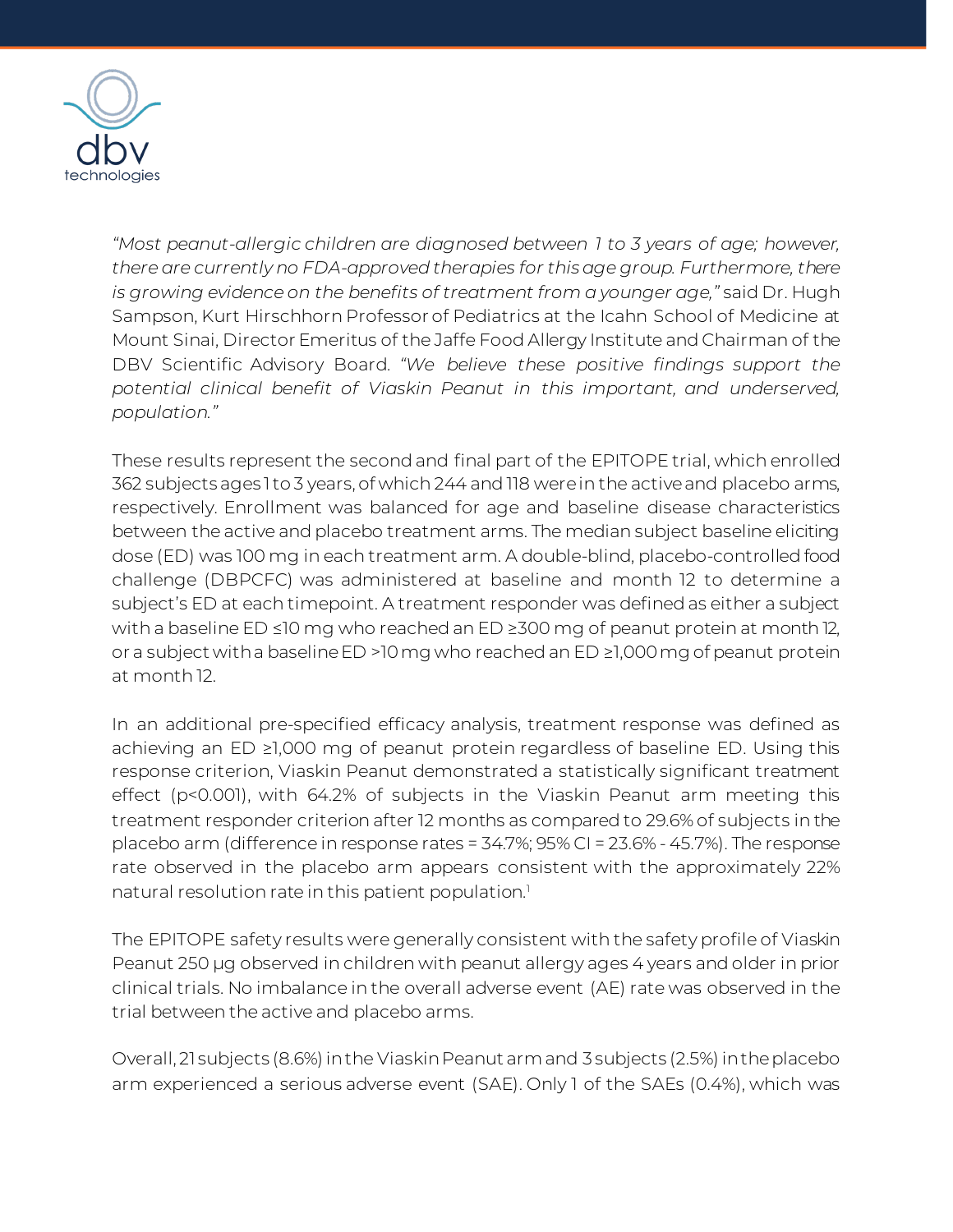*"Most peanut-allergic children are diagnosed between 1 to 3 years of age; however, there are currently no FDA-approved therapies for this age group. Furthermore, there is growing evidence on the benefits of treatment from a younger age,"* said Dr. Hugh Sampson, Kurt Hirschhorn Professor of Pediatrics at the Icahn School of Medicine at Mount Sinai, Director Emeritus of the Jaffe Food Allergy Institute and Chairman of the DBV Scientific Advisory Board. *"We believe these positive findings support the potential clinical benefit of Viaskin Peanut in this important, and underserved, population."*

These results represent the second and final part of the EPITOPE trial, which enrolled 362 subjects ages 1 to 3 years, of which 244 and 118 were in the active and placebo arms, respectively. Enrollment was balanced for age and baseline disease characteristics between the active and placebo treatment arms. The median subject baseline eliciting dose (ED) was 100 mg in each treatment arm. A double-blind, placebo-controlled food challenge (DBPCFC) was administered at baseline and month 12 to determine a subject's ED at each timepoint. A treatment responder was defined as either a subject with a baseline ED ≤10 mg who reached an ED ≥300 mg of peanut protein at month 12, or a subject with a baseline ED >10 mg who reached an ED ≥1,000 mg of peanut protein at month 12.

In an additional pre-specified efficacy analysis, treatment response was defined as achieving an ED ≥1,000 mg of peanut protein regardless of baseline ED. Using this response criterion, Viaskin Peanut demonstrated a statistically significant treatment effect ($p<0.001$), with 64.2% of subjects in the Viaskin Peanut arm meeting this treatment responder criterion after 12 months as compared to 29.6% of subjects in the placebo arm (difference in response rates = 34.7%; 95% CI = 23.6% - 45.7%). The response rate observed in the placebo arm appears consistent with the approximately 22% natural resolution rate in this patient population.[1]

The EPITOPE safety results were generally consistent with the safety profile of Viaskin Peanut 250 µg observed in children with peanut allergy ages 4 years and older in prior clinical trials. No imbalance in the overall adverse event (AE) rate was observed in the trial between the active and placebo arms.

Overall, 21 subjects (8.6%) in the Viaskin Peanut arm and 3 subjects (2.5%) in the placebo arm experienced a serious adverse event (SAE). Only 1 of the SAEs (0.4%), which was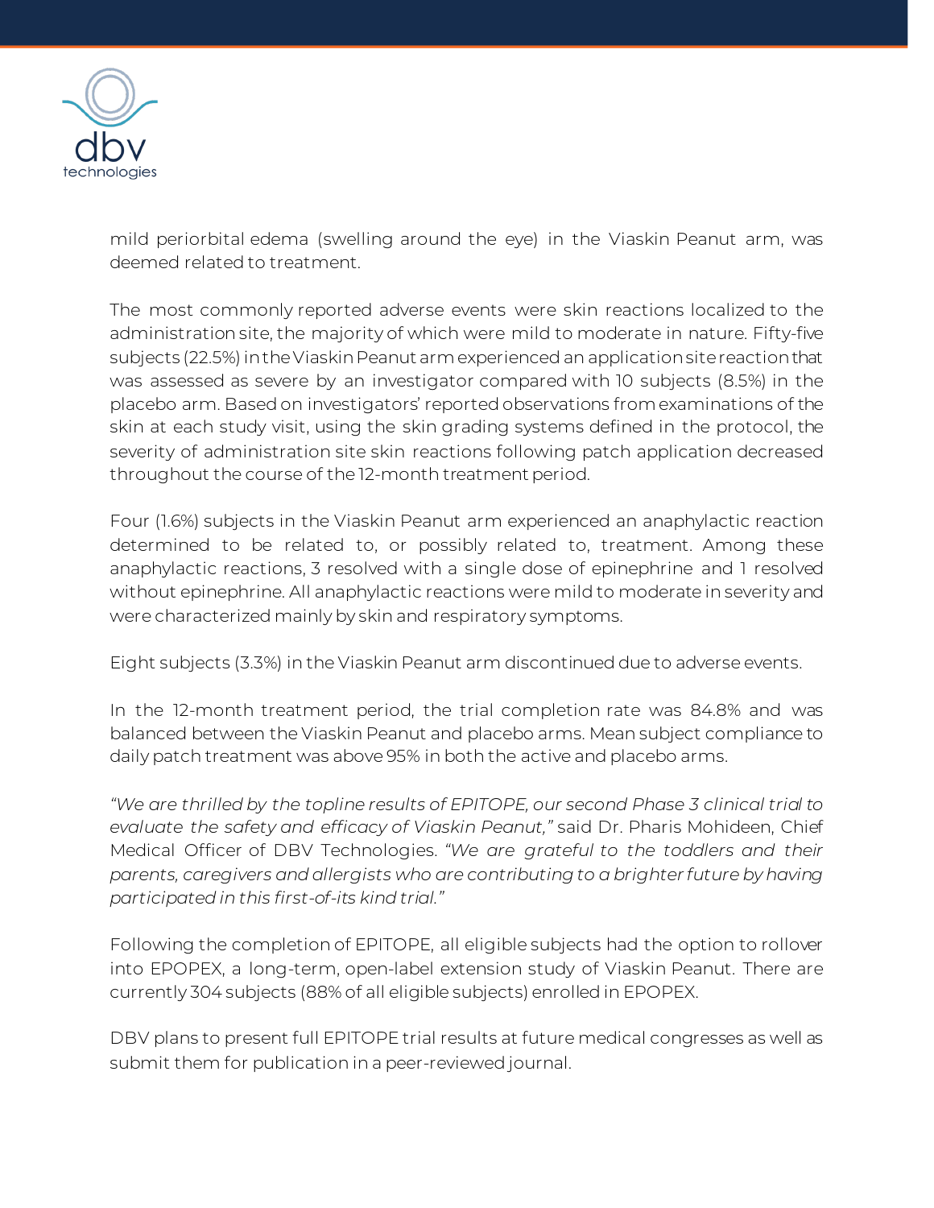mild periorbital edema (swelling around the eye) in the Viaskin Peanut arm, was deemed related to treatment.

The most commonly reported adverse events were skin reactions localized to the administration site, the majority of which were mild to moderate in nature. Fifty-five subjects (22.5%) in the Viaskin Peanut arm experienced an application site reaction that was assessed as severe by an investigator compared with 10 subjects (8.5%) in the placebo arm. Based on investigators' reported observations from examinations of the skin at each study visit, using the skin grading systems defined in the protocol, the severity of administration site skin reactions following patch application decreased throughout the course of the 12-month treatment period.

Four (1.6%) subjects in the Viaskin Peanut arm experienced an anaphylactic reaction determined to be related to, or possibly related to, treatment. Among these anaphylactic reactions, 3 resolved with a single dose of epinephrine and 1 resolved without epinephrine. All anaphylactic reactions were mild to moderate in severity and were characterized mainly by skin and respiratory symptoms.

Eight subjects (3.3%) in the Viaskin Peanut arm discontinued due to adverse events.

In the 12-month treatment period, the trial completion rate was 84.8% and was balanced between the Viaskin Peanut and placebo arms. Mean subject compliance to daily patch treatment was above 95% in both the active and placebo arms.

*"We are thrilled by the topline results of EPITOPE, our second Phase 3 clinical trial to evaluate the safety and efficacy of Viaskin Peanut,"* said Dr. Pharis Mohideen, Chief Medical Officer of DBV Technologies. *"We are grateful to the toddlers and their parents, caregivers and allergists who are contributing to a brighter future by having participated in this first-of-its kind trial."*

Following the completion of EPITOPE, all eligible subjects had the option to rollover into EPOPEX, a long-term, open-label extension study of Viaskin Peanut. There are currently 304 subjects (88% of all eligible subjects) enrolled in EPOPEX.

DBV plans to present full EPITOPE trial results at future medical congresses as well as submit them for publication in a peer-reviewed journal.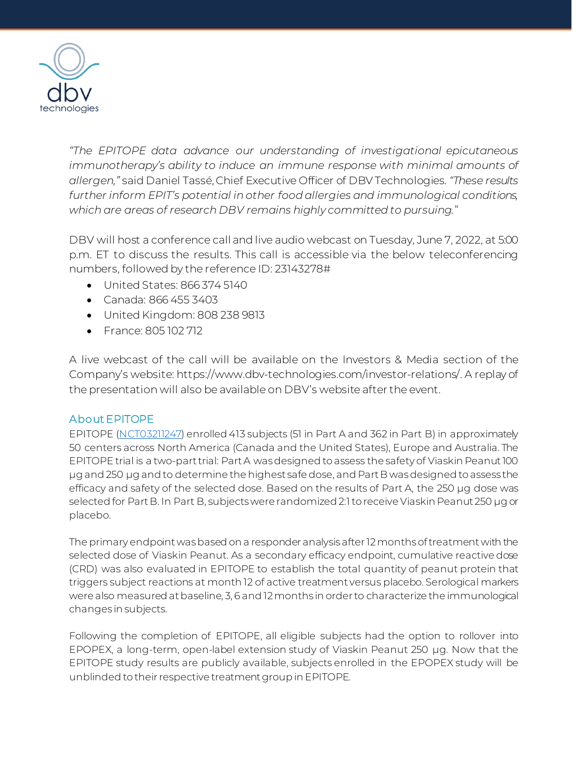*"The EPITOPE data advance our understanding of investigational epicutaneous immunotherapy's ability to induce an immune response with minimal amounts of allergen,"* said Daniel Tassé, Chief Executive Officer of DBV Technologies. *"These results further inform EPIT's potential in other food allergies and immunological conditions, which are areas of research DBV remains highly committed to pursuing."*

DBV will host a conference call and live audio webcast on Tuesday, June 7, 2022, at 5:00 p.m. ET to discuss the results. This call is accessible via the below teleconferencing numbers, followed by the reference ID: 23143278#

- United States: 866 374 5140
- Canada: 866 455 3403
- United Kingdom: 808 238 9813
- France: 805 102 712

A live webcast of the call will be available on the Investors & Media section of the Company's website: https://www.dbv-technologies.com/investor-relations/. A replay of the presentation will also be available on DBV's website after the event.

## About EPITOPE

EPITOPE ([NCT03211247]) enrolled 413 subjects (51 in Part A and 362 in Part B) in approximately 50 centers across North America (Canada and the United States), Europe and Australia. The EPITOPE trial is a two-part trial: Part A was designed to assess the safety of Viaskin Peanut 100 µg and 250 µg and to determine the highest safe dose, and Part B was designed to assess the efficacy and safety of the selected dose. Based on the results of Part A, the 250 µg dose was selected for Part B. In Part B, subjects were randomized 2:1 to receive Viaskin Peanut 250 µg or placebo.

The primary endpoint was based on a responder analysis after 12 months of treatment with the selected dose of Viaskin Peanut. As a secondary efficacy endpoint, cumulative reactive dose (CRD) was also evaluated in EPITOPE to establish the total quantity of peanut protein that triggers subject reactions at month 12 of active treatment versus placebo. Serological markers were also measured at baseline, 3, 6 and 12 months in order to characterize the immunological changes in subjects.

Following the completion of EPITOPE, all eligible subjects had the option to rollover into EPOPEX, a long-term, open-label extension study of Viaskin Peanut 250 µg. Now that the EPITOPE study results are publicly available, subjects enrolled in the EPOPEX study will be unblinded to their respective treatment group in EPITOPE.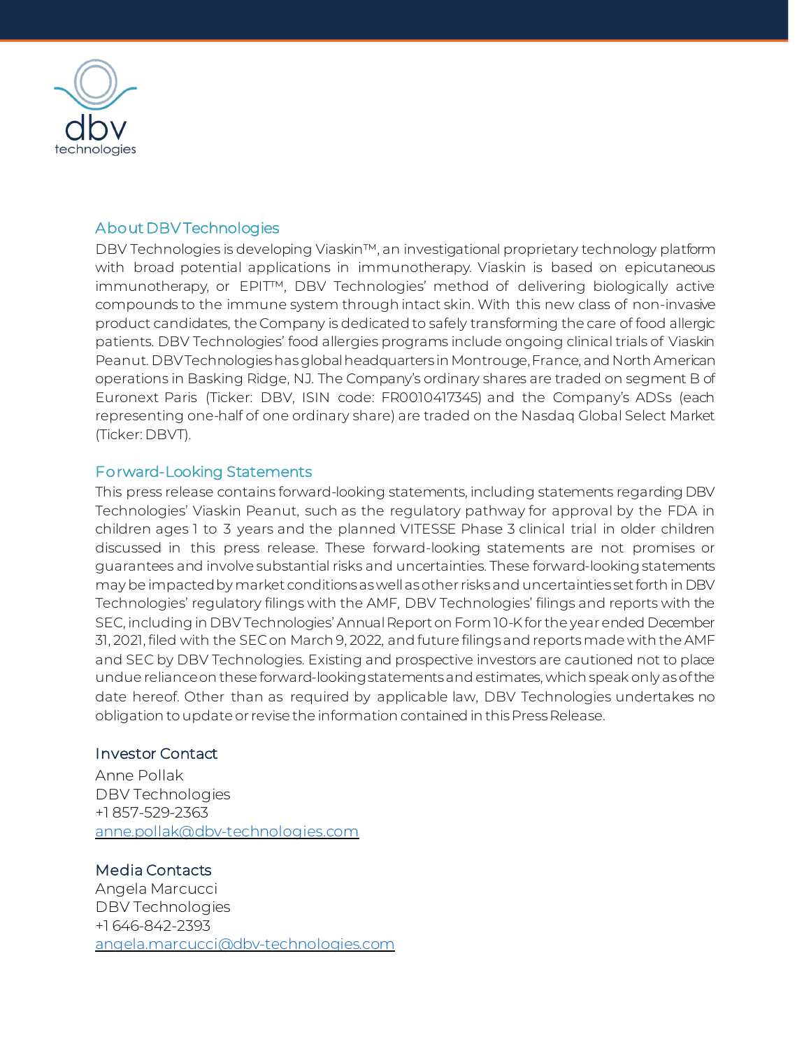## About DBV Technologies

DBV Technologies is developing Viaskin™, an investigational proprietary technology platform with broad potential applications in immunotherapy. Viaskin is based on epicutaneous immunotherapy, or EPIT™, DBV Technologies' method of delivering biologically active compounds to the immune system through intact skin. With this new class of non-invasive product candidates, the Company is dedicated to safely transforming the care of food allergic patients. DBV Technologies' food allergies programs include ongoing clinical trials of Viaskin Peanut. DBV Technologies has global headquarters in Montrouge, France, and North American operations in Basking Ridge, NJ. The Company's ordinary shares are traded on segment B of Euronext Paris (Ticker: DBV, ISIN code: FR0010417345) and the Company's ADSs (each representing one-half of one ordinary share) are traded on the Nasdaq Global Select Market (Ticker: DBVT).

## Forward-Looking Statements

This press release contains forward-looking statements, including statements regarding DBV Technologies' Viaskin Peanut, such as the regulatory pathway for approval by the FDA in children ages 1 to 3 years and the planned VITESSE Phase 3 clinical trial in older children discussed in this press release. These forward-looking statements are not promises or guarantees and involve substantial risks and uncertainties. These forward-looking statements may be impacted by market conditions as well as other risks and uncertainties set forth in DBV Technologies' regulatory filings with the AMF, DBV Technologies' filings and reports with the SEC, including in DBV Technologies' Annual Report on Form 10-K for the year ended December 31, 2021, filed with the SEC on March 9, 2022, and future filings and reports made with the AMF and SEC by DBV Technologies. Existing and prospective investors are cautioned not to place undue reliance on these forward-looking statements and estimates, which speak only as of the date hereof. Other than as required by applicable law, DBV Technologies undertakes no obligation to update or revise the information contained in this Press Release.

### Investor Contact

Anne Pollak
DBV Technologies
+1 857-529-2363
anne.pollak@dbv-technologies.com

### Media Contacts

Angela Marcucci
DBV Technologies
+1 646-842-2393
angela.marcucci@dbv-technologies.com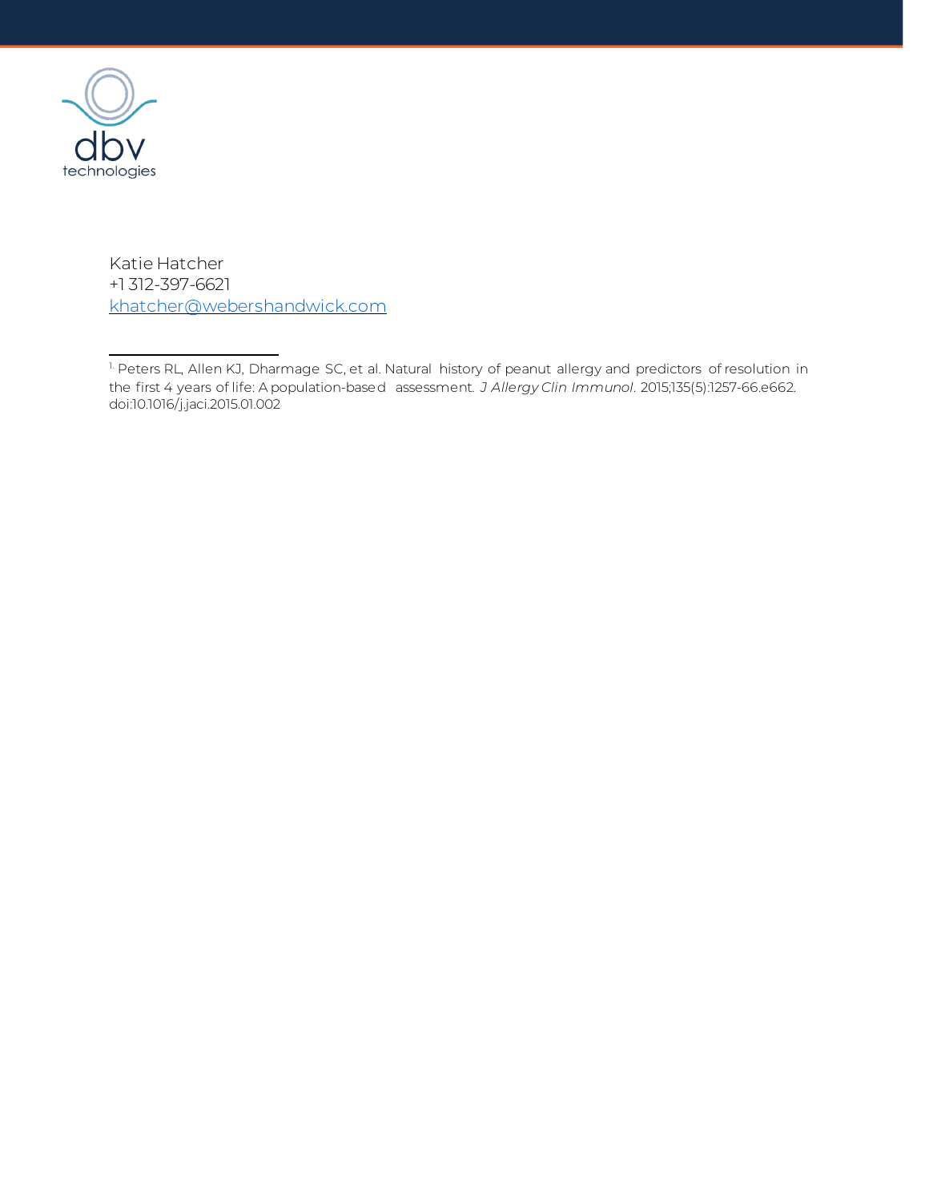Katie Hatcher
+1 312-397-6621
khatcher@webershandwick.com

---

[1] Peters RL, Allen KJ, Dharmage SC, et al. Natural history of peanut allergy and predictors of resolution in the first 4 years of life: A population-based assessment. *J Allergy Clin Immunol*. 2015;135(5):1257-66.e662. doi:10.1016/j.jaci.2015.01.002